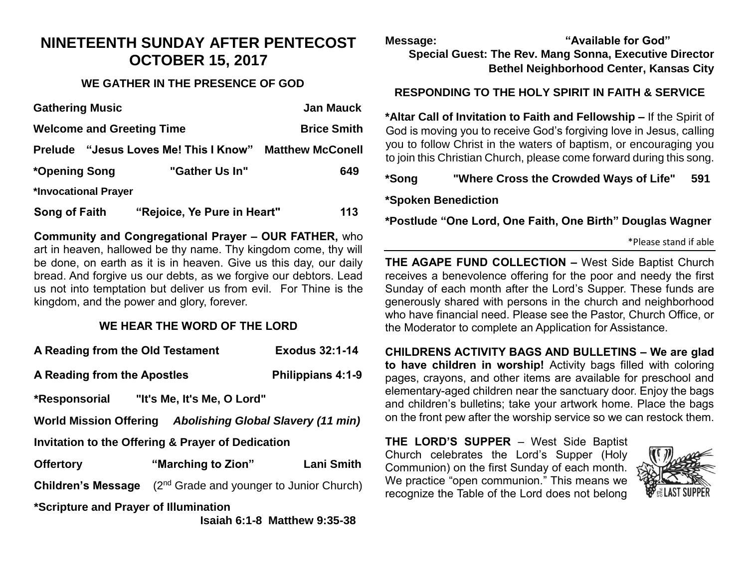# NINETEENTH SUNDAY AFTER PENTECOST
# OCTOBER 15, 2017

## WE GATHER IN THE PRESENCE OF GOD

**Gathering Music** — **Jan Mauck**

**Welcome and Greeting Time** — **Brice Smith**

**Prelude "Jesus Loves Me! This I Know"** — **Matthew McConell**

***Opening Song "Gather Us In"** — **649**

***Invocational Prayer**

**Song of Faith "Rejoice, Ye Pure in Heart"** — **113**

**Community and Congregational Prayer – OUR FATHER,** who art in heaven, hallowed be thy name. Thy kingdom come, thy will be done, on earth as it is in heaven. Give us this day, our daily bread. And forgive us our debts, as we forgive our debtors. Lead us not into temptation but deliver us from evil. For Thine is the kingdom, and the power and glory, forever.

## WE HEAR THE WORD OF THE LORD

**A Reading from the Old Testament** — **Exodus 32:1-14**

**A Reading from the Apostles** — **Philippians 4:1-9**

***Responsorial "It's Me, It's Me, O Lord"**

**World Mission Offering** ***Abolishing Global Slavery (11 min)***

**Invitation to the Offering & Prayer of Dedication**

**Offertory "Marching to Zion"** — **Lani Smith**

**Children's Message** (2nd Grade and younger to Junior Church)

***Scripture and Prayer of Illumination**

**Isaiah 6:1-8 Matthew 9:35-38**

**Message: "Available for God"**

**Special Guest: The Rev. Mang Sonna, Executive Director**
**Bethel Neighborhood Center, Kansas City**

## RESPONDING TO THE HOLY SPIRIT IN FAITH & SERVICE

***Altar Call of Invitation to Faith and Fellowship –** If the Spirit of God is moving you to receive God's forgiving love in Jesus, calling you to follow Christ in the waters of baptism, or encouraging you to join this Christian Church, please come forward during this song.

***Song "Where Cross the Crowded Ways of Life"** — **591**

***Spoken Benediction**

***Postlude "One Lord, One Faith, One Birth" Douglas Wagner**

*Please stand if able

---

**THE AGAPE FUND COLLECTION –** West Side Baptist Church receives a benevolence offering for the poor and needy the first Sunday of each month after the Lord's Supper. These funds are generously shared with persons in the church and neighborhood who have financial need. Please see the Pastor, Church Office, or the Moderator to complete an Application for Assistance.

**CHILDRENS ACTIVITY BAGS AND BULLETINS – We are glad to have children in worship!** Activity bags filled with coloring pages, crayons, and other items are available for preschool and elementary-aged children near the sanctuary door. Enjoy the bags and children's bulletins; take your artwork home. Place the bags on the front pew after the worship service so we can restock them.

**THE LORD'S SUPPER** – West Side Baptist Church celebrates the Lord's Supper (Holy Communion) on the first Sunday of each month. We practice "open communion." This means we recognize the Table of the Lord does not belong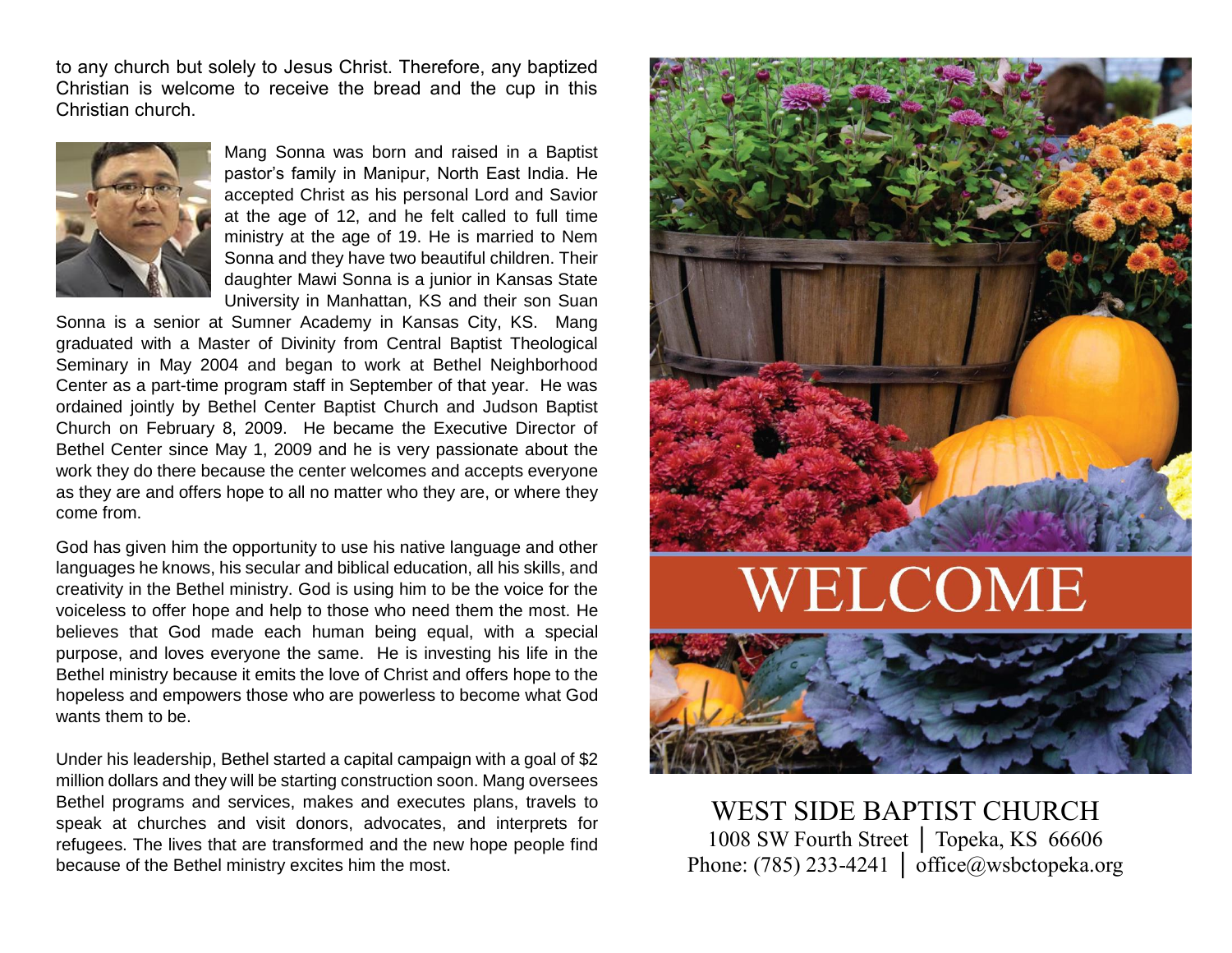to any church but solely to Jesus Christ. Therefore, any baptized Christian is welcome to receive the bread and the cup in this Christian church.

Mang Sonna was born and raised in a Baptist pastor's family in Manipur, North East India. He accepted Christ as his personal Lord and Savior at the age of 12, and he felt called to full time ministry at the age of 19. He is married to Nem Sonna and they have two beautiful children. Their daughter Mawi Sonna is a junior in Kansas State University in Manhattan, KS and their son Suan Sonna is a senior at Sumner Academy in Kansas City, KS. Mang graduated with a Master of Divinity from Central Baptist Theological Seminary in May 2004 and began to work at Bethel Neighborhood Center as a part-time program staff in September of that year. He was ordained jointly by Bethel Center Baptist Church and Judson Baptist Church on February 8, 2009. He became the Executive Director of Bethel Center since May 1, 2009 and he is very passionate about the work they do there because the center welcomes and accepts everyone as they are and offers hope to all no matter who they are, or where they come from.

God has given him the opportunity to use his native language and other languages he knows, his secular and biblical education, all his skills, and creativity in the Bethel ministry. God is using him to be the voice for the voiceless to offer hope and help to those who need them the most. He believes that God made each human being equal, with a special purpose, and loves everyone the same. He is investing his life in the Bethel ministry because it emits the love of Christ and offers hope to the hopeless and empowers those who are powerless to become what God wants them to be.

Under his leadership, Bethel started a capital campaign with a goal of $2 million dollars and they will be starting construction soon. Mang oversees Bethel programs and services, makes and executes plans, travels to speak at churches and visit donors, advocates, and interprets for refugees. The lives that are transformed and the new hope people find because of the Bethel ministry excites him the most.

# WELCOME

WEST SIDE BAPTIST CHURCH

1008 SW Fourth Street | Topeka, KS 66606

Phone: (785) 233-4241 | office@wsbctopeka.org